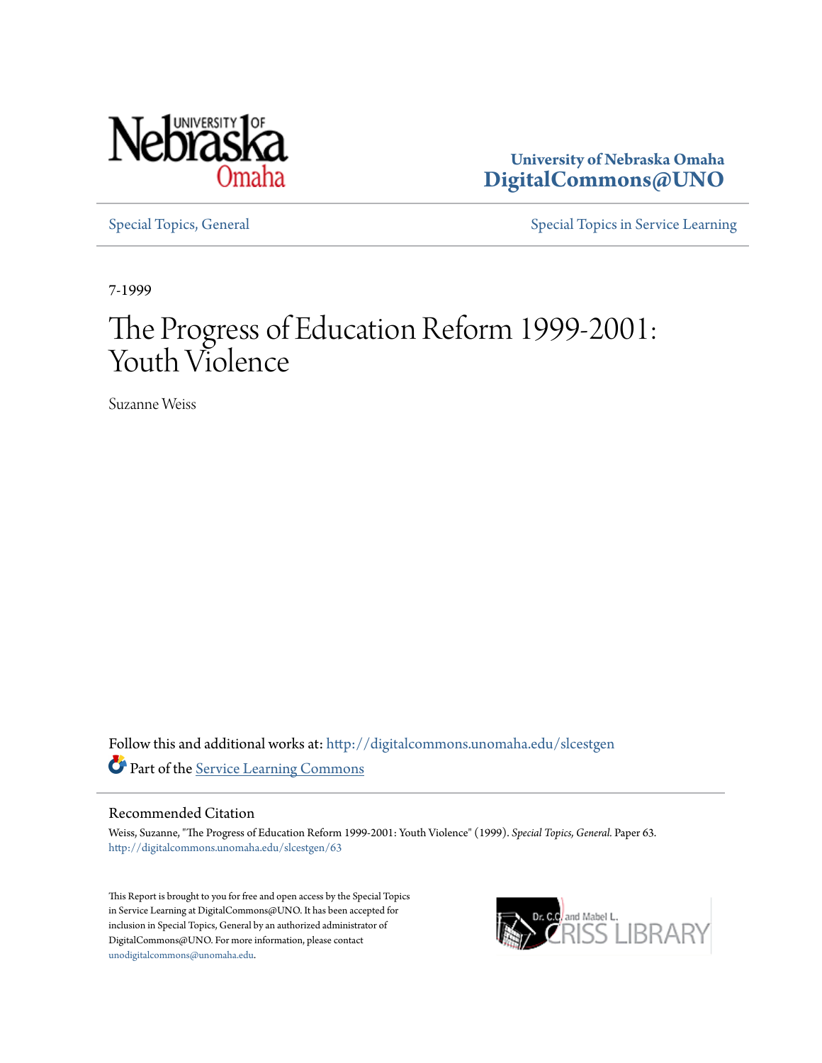University of Nebraska Omaha
**DigitalCommons@UNO**

Special Topics, General

Special Topics in Service Learning

7-1999

# The Progress of Education Reform 1999-2001: Youth Violence

Suzanne Weiss

Follow this and additional works at: http://digitalcommons.unomaha.edu/slcestgen

Part of the Service Learning Commons

## Recommended Citation

Weiss, Suzanne, "The Progress of Education Reform 1999-2001: Youth Violence" (1999). *Special Topics, General*. Paper 63. http://digitalcommons.unomaha.edu/slcestgen/63

This Report is brought to you for free and open access by the Special Topics in Service Learning at DigitalCommons@UNO. It has been accepted for inclusion in Special Topics, General by an authorized administrator of DigitalCommons@UNO. For more information, please contact unodigitalcommons@unomaha.edu.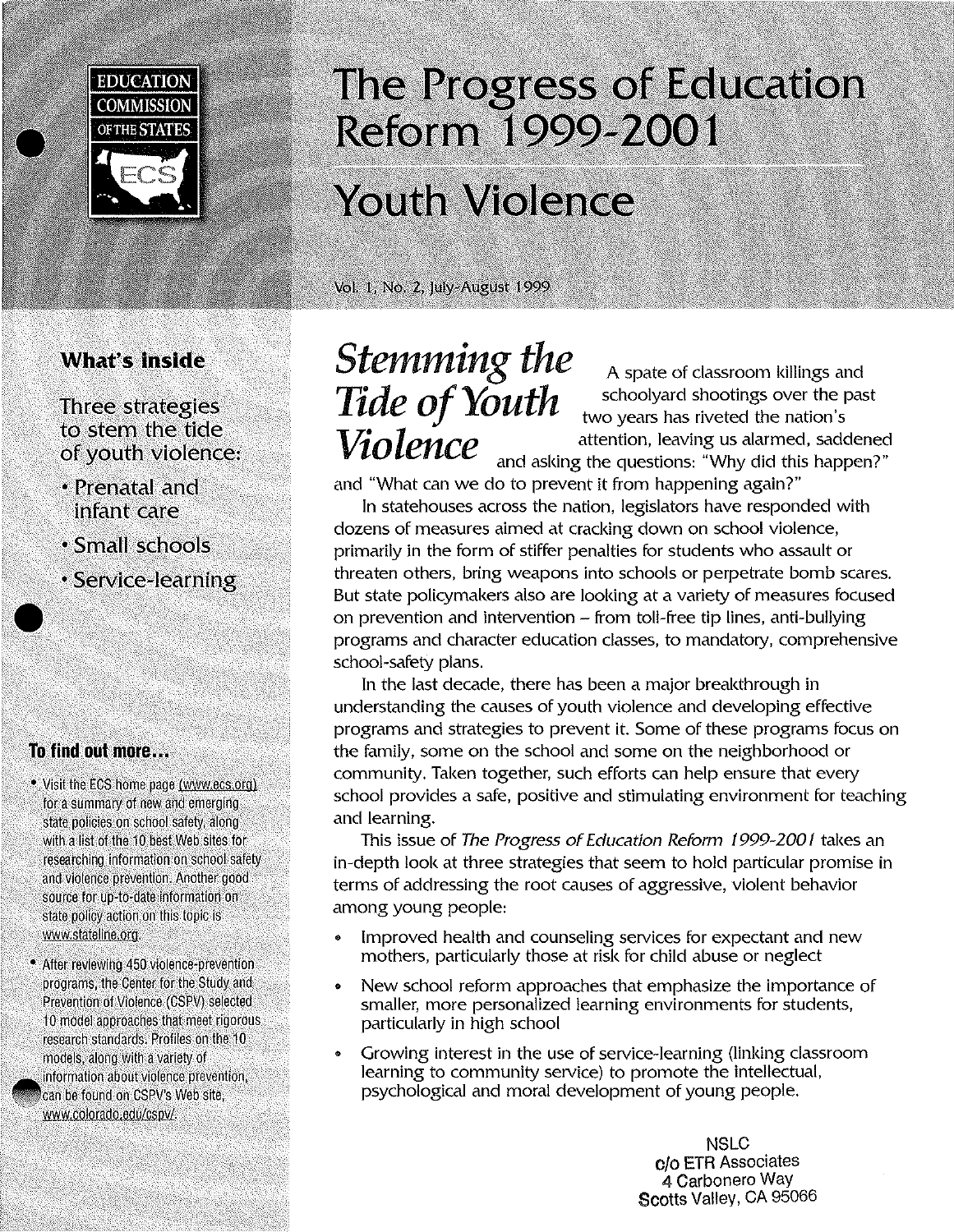# The Progress of Education Reform 1999-2001

## Youth Violence

Vol. 1, No. 2, July-August 1999

### What's inside

Three strategies to stem the tide of youth violence:

- Prenatal and infant care
- Small schools
- Service-learning

### To find out more...

- Visit the ECS home page (www.ecs.org) for a summary of new and emerging state policies on school safety, along with a list of the 10 best Web sites for researching information on school safety and violence prevention. Another good source for up-to-date information on state policy action on this topic is www.stateline.org.
- After reviewing 450 violence-prevention programs, the Center for the Study and Prevention of Violence (CSPV) selected 10 model approaches that meet rigorous research standards. Profiles on the 10 models, along with a variety of information about violence prevention, can be found on CSPV's Web site, www.colorado.edu/cspv/.

## *Stemming the Tide of Youth Violence*

A spate of classroom killings and schoolyard shootings over the past two years has riveted the nation's attention, leaving us alarmed, saddened and asking the questions: "Why did this happen?" and "What can we do to prevent it from happening again?"

In statehouses across the nation, legislators have responded with dozens of measures aimed at cracking down on school violence, primarily in the form of stiffer penalties for students who assault or threaten others, bring weapons into schools or perpetrate bomb scares. But state policymakers also are looking at a variety of measures focused on prevention and intervention – from toll-free tip lines, anti-bullying programs and character education classes, to mandatory, comprehensive school-safety plans.

In the last decade, there has been a major breakthrough in understanding the causes of youth violence and developing effective programs and strategies to prevent it. Some of these programs focus on the family, some on the school and some on the neighborhood or community. Taken together, such efforts can help ensure that every school provides a safe, positive and stimulating environment for teaching and learning.

This issue of *The Progress of Education Reform 1999-2001* takes an in-depth look at three strategies that seem to hold particular promise in terms of addressing the root causes of aggressive, violent behavior among young people:

- Improved health and counseling services for expectant and new mothers, particularly those at risk for child abuse or neglect
- New school reform approaches that emphasize the importance of smaller, more personalized learning environments for students, particularly in high school
- Growing interest in the use of service-learning (linking classroom learning to community service) to promote the intellectual, psychological and moral development of young people.

NSLC
c/o ETR Associates
4 Carbonero Way
Scotts Valley, CA 95066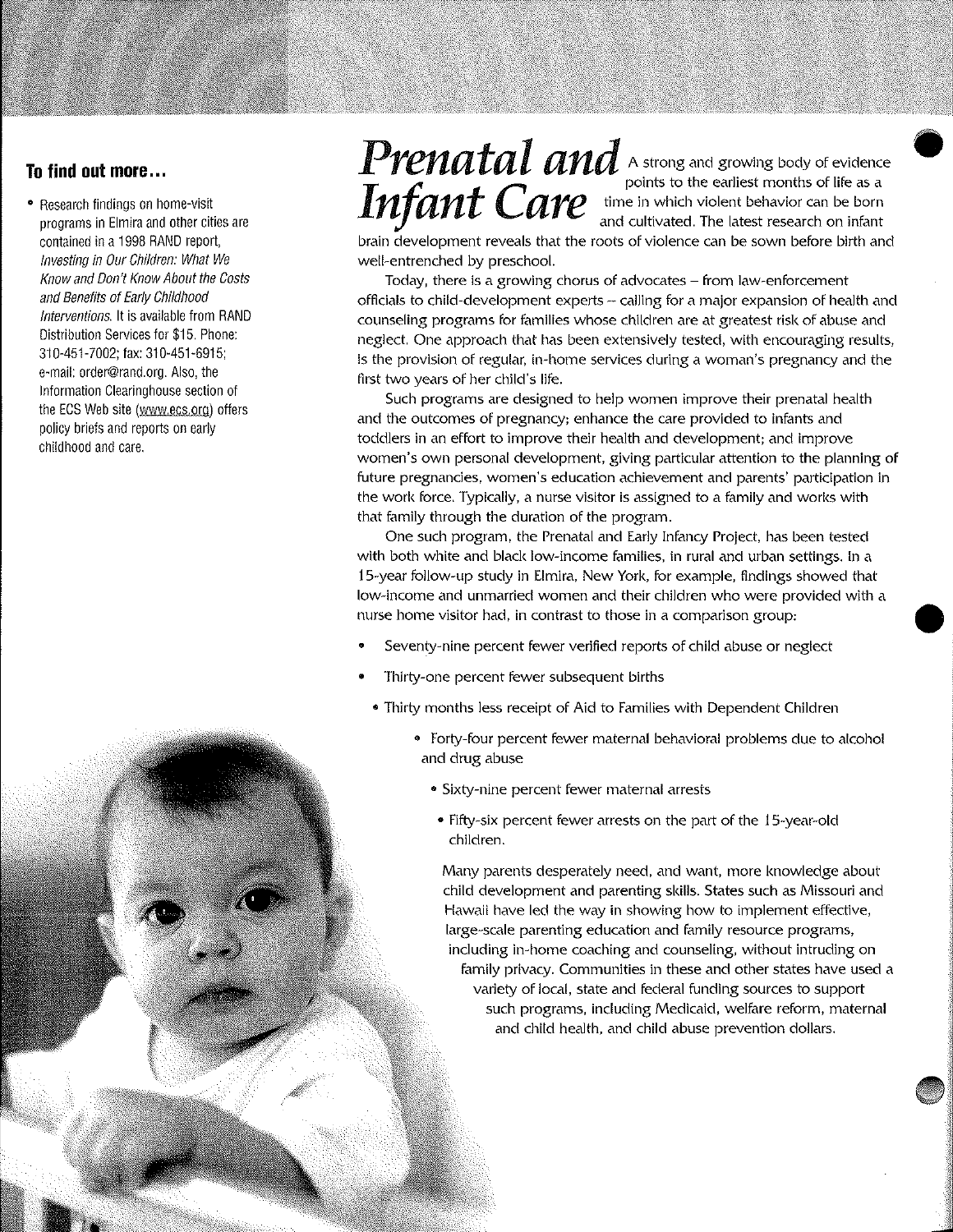# Prenatal and Infant Care

A strong and growing body of evidence points to the earliest months of life as a time in which violent behavior can be born and cultivated. The latest research on infant brain development reveals that the roots of violence can be sown before birth and well-entrenched by preschool.

Today, there is a growing chorus of advocates – from law-enforcement officials to child-development experts – calling for a major expansion of health and counseling programs for families whose children are at greatest risk of abuse and neglect. One approach that has been extensively tested, with encouraging results, is the provision of regular, in-home services during a woman's pregnancy and the first two years of her child's life.

Such programs are designed to help women improve their prenatal health and the outcomes of pregnancy; enhance the care provided to infants and toddlers in an effort to improve their health and development; and improve women's own personal development, giving particular attention to the planning of future pregnancies, women's education achievement and parents' participation in the work force. Typically, a nurse visitor is assigned to a family and works with that family through the duration of the program.

One such program, the Prenatal and Early Infancy Project, has been tested with both white and black low-income families, in rural and urban settings. In a 15-year follow-up study in Elmira, New York, for example, findings showed that low-income and unmarried women and their children who were provided with a nurse home visitor had, in contrast to those in a comparison group:

- Seventy-nine percent fewer verified reports of child abuse or neglect
- Thirty-one percent fewer subsequent births
- Thirty months less receipt of Aid to Families with Dependent Children
- Forty-four percent fewer maternal behavioral problems due to alcohol and drug abuse
- Sixty-nine percent fewer maternal arrests
- Fifty-six percent fewer arrests on the part of the 15-year-old children.

Many parents desperately need, and want, more knowledge about child development and parenting skills. States such as Missouri and Hawaii have led the way in showing how to implement effective, large-scale parenting education and family resource programs, including in-home coaching and counseling, without intruding on family privacy. Communities in these and other states have used a variety of local, state and federal funding sources to support such programs, including Medicaid, welfare reform, maternal and child health, and child abuse prevention dollars.

## To find out more...

- Research findings on home-visit programs in Elmira and other cities are contained in a 1998 RAND report, *Investing in Our Children: What We Know and Don't Know About the Costs and Benefits of Early Childhood Interventions*. It is available from RAND Distribution Services for $15. Phone: 310-451-7002; fax: 310-451-6915; e-mail: order@rand.org. Also, the Information Clearinghouse section of the ECS Web site (www.ecs.org) offers policy briefs and reports on early childhood and care.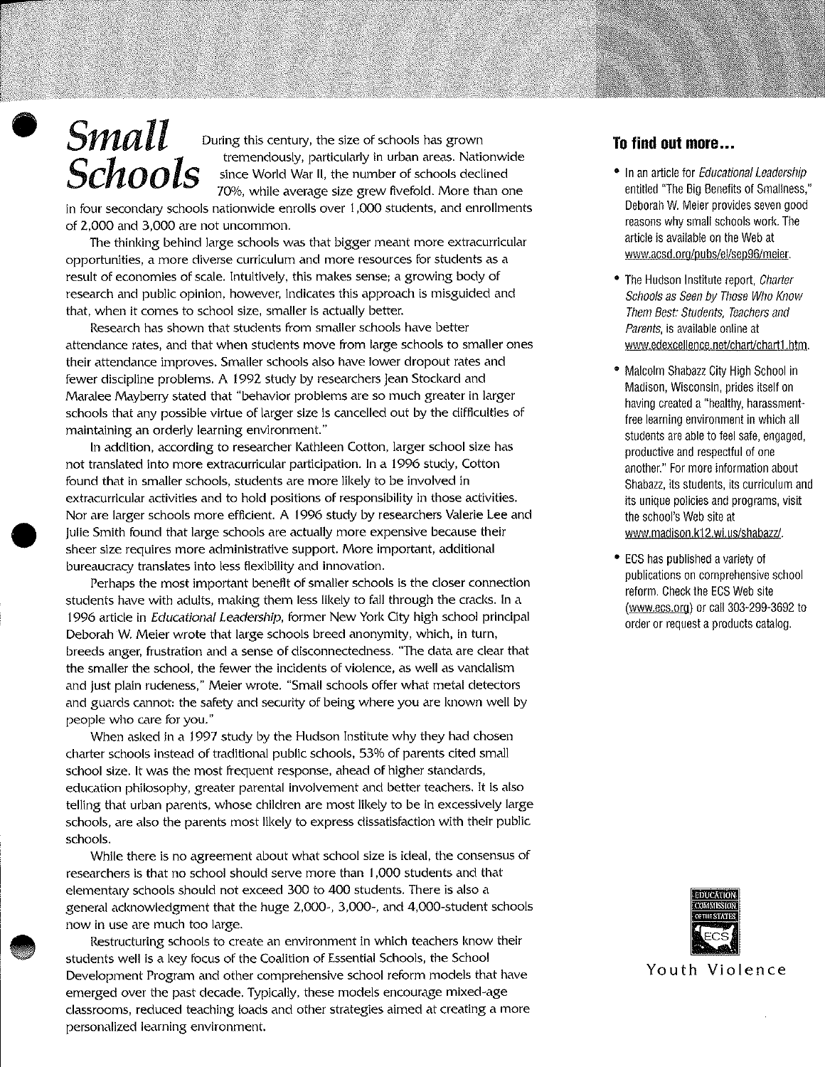# Small Schools

During this century, the size of schools has grown tremendously, particularly in urban areas. Nationwide since World War II, the number of schools declined 70%, while average size grew fivefold. More than one in four secondary schools nationwide enrolls over 1,000 students, and enrollments of 2,000 and 3,000 are not uncommon.

The thinking behind large schools was that bigger meant more extracurricular opportunities, a more diverse curriculum and more resources for students as a result of economies of scale. Intuitively, this makes sense; a growing body of research and public opinion, however, indicates this approach is misguided and that, when it comes to school size, smaller is actually better.

Research has shown that students from smaller schools have better attendance rates, and that when students move from large schools to smaller ones their attendance improves. Smaller schools also have lower dropout rates and fewer discipline problems. A 1992 study by researchers Jean Stockard and Maralee Mayberry stated that "behavior problems are so much greater in larger schools that any possible virtue of larger size is cancelled out by the difficulties of maintaining an orderly learning environment."

In addition, according to researcher Kathleen Cotton, larger school size has not translated into more extracurricular participation. In a 1996 study, Cotton found that in smaller schools, students are more likely to be involved in extracurricular activities and to hold positions of responsibility in those activities. Nor are larger schools more efficient. A 1996 study by researchers Valerie Lee and Julie Smith found that large schools are actually more expensive because their sheer size requires more administrative support. More important, additional bureaucracy translates into less flexibility and innovation.

Perhaps the most important benefit of smaller schools is the closer connection students have with adults, making them less likely to fall through the cracks. In a 1996 article in *Educational Leadership*, former New York City high school principal Deborah W. Meier wrote that large schools breed anonymity, which, in turn, breeds anger, frustration and a sense of disconnectedness. "The data are clear that the smaller the school, the fewer the incidents of violence, as well as vandalism and just plain rudeness," Meier wrote. "Small schools offer what metal detectors and guards cannot: the safety and security of being where you are known well by people who care for you."

When asked in a 1997 study by the Hudson Institute why they had chosen charter schools instead of traditional public schools, 53% of parents cited small school size. It was the most frequent response, ahead of higher standards, education philosophy, greater parental involvement and better teachers. It is also telling that urban parents, whose children are most likely to be in excessively large schools, are also the parents most likely to express dissatisfaction with their public schools.

While there is no agreement about what school size is ideal, the consensus of researchers is that no school should serve more than 1,000 students and that elementary schools should not exceed 300 to 400 students. There is also a general acknowledgment that the huge 2,000-, 3,000-, and 4,000-student schools now in use are much too large.

Restructuring schools to create an environment in which teachers know their students well is a key focus of the Coalition of Essential Schools, the School Development Program and other comprehensive school reform models that have emerged over the past decade. Typically, these models encourage mixed-age classrooms, reduced teaching loads and other strategies aimed at creating a more personalized learning environment.

## To find out more...

- In an article for *Educational Leadership* entitled "The Big Benefits of Smallness," Deborah W. Meier provides seven good reasons why small schools work. The article is available on the Web at www.acsd.org/pubs/el/sep96/meier.
- The Hudson Institute report, *Charter Schools as Seen by Those Who Know Them Best: Students, Teachers and Parents*, is available online at www.edexcellence.net/chart/chart1.htm.
- Malcolm Shabazz City High School in Madison, Wisconsin, prides itself on having created a "healthy, harassment-free learning environment in which all students are able to feel safe, engaged, productive and respectful of one another." For more information about Shabazz, its students, its curriculum and its unique policies and programs, visit the school's Web site at www.madison.k12.wi.us/shabazz/.
- ECS has published a variety of publications on comprehensive school reform. Check the ECS Web site (www.ecs.org) or call 303-299-3692 to order or request a products catalog.

Youth Violence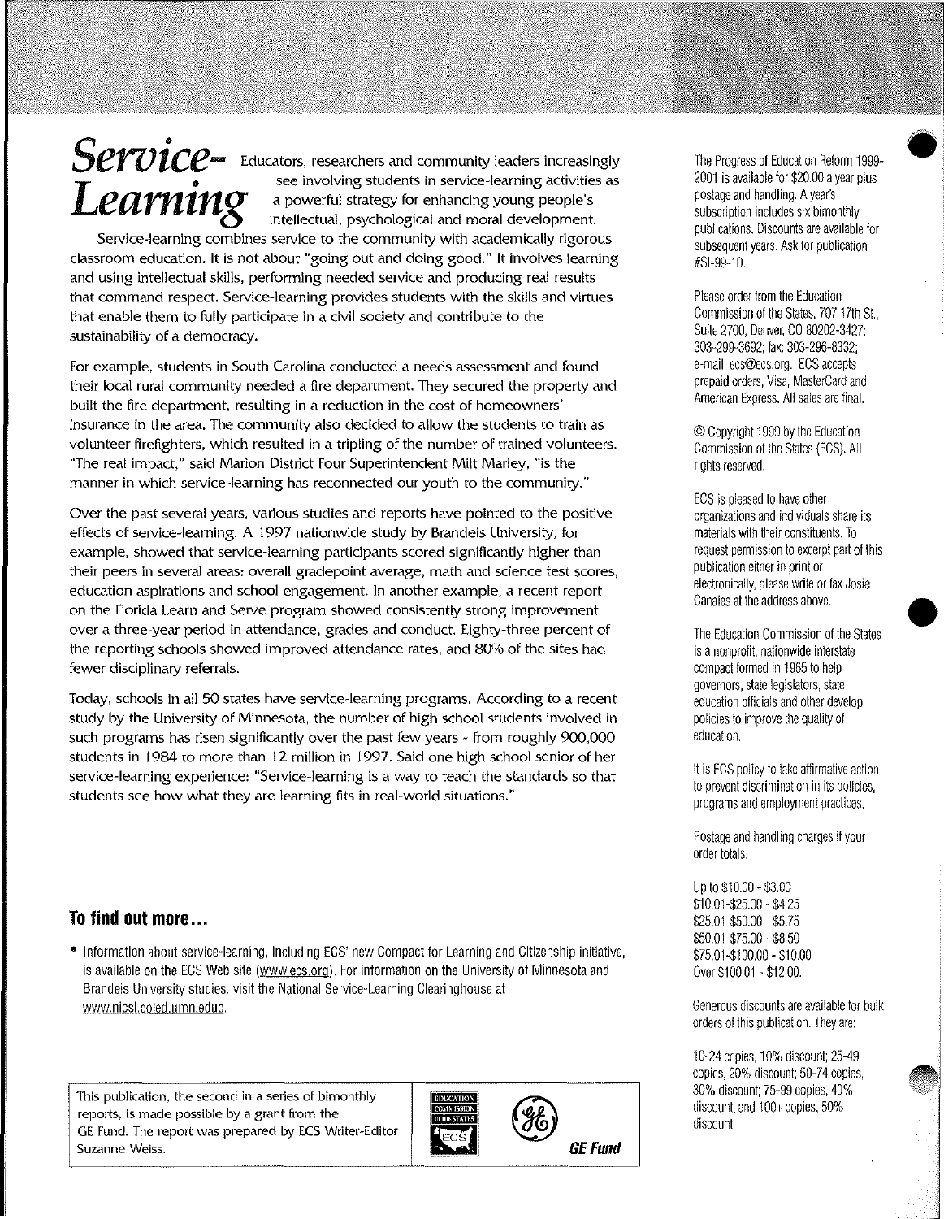# Service-Learning

Educators, researchers and community leaders increasingly see involving students in service-learning activities as a powerful strategy for enhancing young people's intellectual, psychological and moral development.

Service-learning combines service to the community with academically rigorous classroom education. It is not about "going out and doing good." It involves learning and using intellectual skills, performing needed service and producing real results that command respect. Service-learning provides students with the skills and virtues that enable them to fully participate in a civil society and contribute to the sustainability of a democracy.

For example, students in South Carolina conducted a needs assessment and found their local rural community needed a fire department. They secured the property and built the fire department, resulting in a reduction in the cost of homeowners' insurance in the area. The community also decided to allow the students to train as volunteer firefighters, which resulted in a tripling of the number of trained volunteers. "The real impact," said Marion District Four Superintendent Milt Marley, "is the manner in which service-learning has reconnected our youth to the community."

Over the past several years, various studies and reports have pointed to the positive effects of service-learning. A 1997 nationwide study by Brandeis University, for example, showed that service-learning participants scored significantly higher than their peers in several areas: overall gradepoint average, math and science test scores, education aspirations and school engagement. In another example, a recent report on the Florida Learn and Serve program showed consistently strong improvement over a three-year period in attendance, grades and conduct. Eighty-three percent of the reporting schools showed improved attendance rates, and 80% of the sites had fewer disciplinary referrals.

Today, schools in all 50 states have service-learning programs. According to a recent study by the University of Minnesota, the number of high school students involved in such programs has risen significantly over the past few years - from roughly 900,000 students in 1984 to more than 12 million in 1997. Said one high school senior of her service-learning experience: "Service-learning is a way to teach the standards so that students see how what they are learning fits in real-world situations."

## To find out more...

- Information about service-learning, including ECS' new Compact for Learning and Citizenship initiative, is available on the ECS Web site (www.ecs.org). For information on the University of Minnesota and Brandeis University studies, visit the National Service-Learning Clearinghouse at www.nicsl.coled.umn.educ.

This publication, the second in a series of bimonthly reports, is made possible by a grant from the GE Fund. The report was prepared by ECS Writer-Editor Suzanne Weiss.

GE Fund

The Progress of Education Reform 1999-2001 is available for $20.00 a year plus postage and handling. A year's subscription includes six bimonthly publications. Discounts are available for subsequent years. Ask for publication #SI-99-10.

Please order from the Education Commission of the States, 707 17th St., Suite 2700, Denver, CO 80202-3427; 303-299-3692; fax: 303-296-8332; e-mail: ecs@ecs.org. ECS accepts prepaid orders, Visa, MasterCard and American Express. All sales are final.

© Copyright 1999 by the Education Commission of the States (ECS). All rights reserved.

ECS is pleased to have other organizations and individuals share its materials with their constituents. To request permission to excerpt part of this publication either in print or electronically, please write or fax Josie Canales at the address above.

The Education Commission of the States is a nonprofit, nationwide interstate compact formed in 1965 to help governors, state legislators, state education officials and other develop policies to improve the quality of education.

It is ECS policy to take affirmative action to prevent discrimination in its policies, programs and employment practices.

Postage and handling charges if your order totals:

Up to $10.00 - $3.00
$10.01-$25.00 - $4.25
$25.01-$50.00 - $5.75
$50.01-$75.00 - $8.50
$75.01-$100.00 - $10.00
Over $100.01 - $12.00.

Generous discounts are available for bulk orders of this publication. They are:

10-24 copies, 10% discount; 25-49 copies, 20% discount; 50-74 copies, 30% discount; 75-99 copies, 40% discount; and 100+ copies, 50% discount.